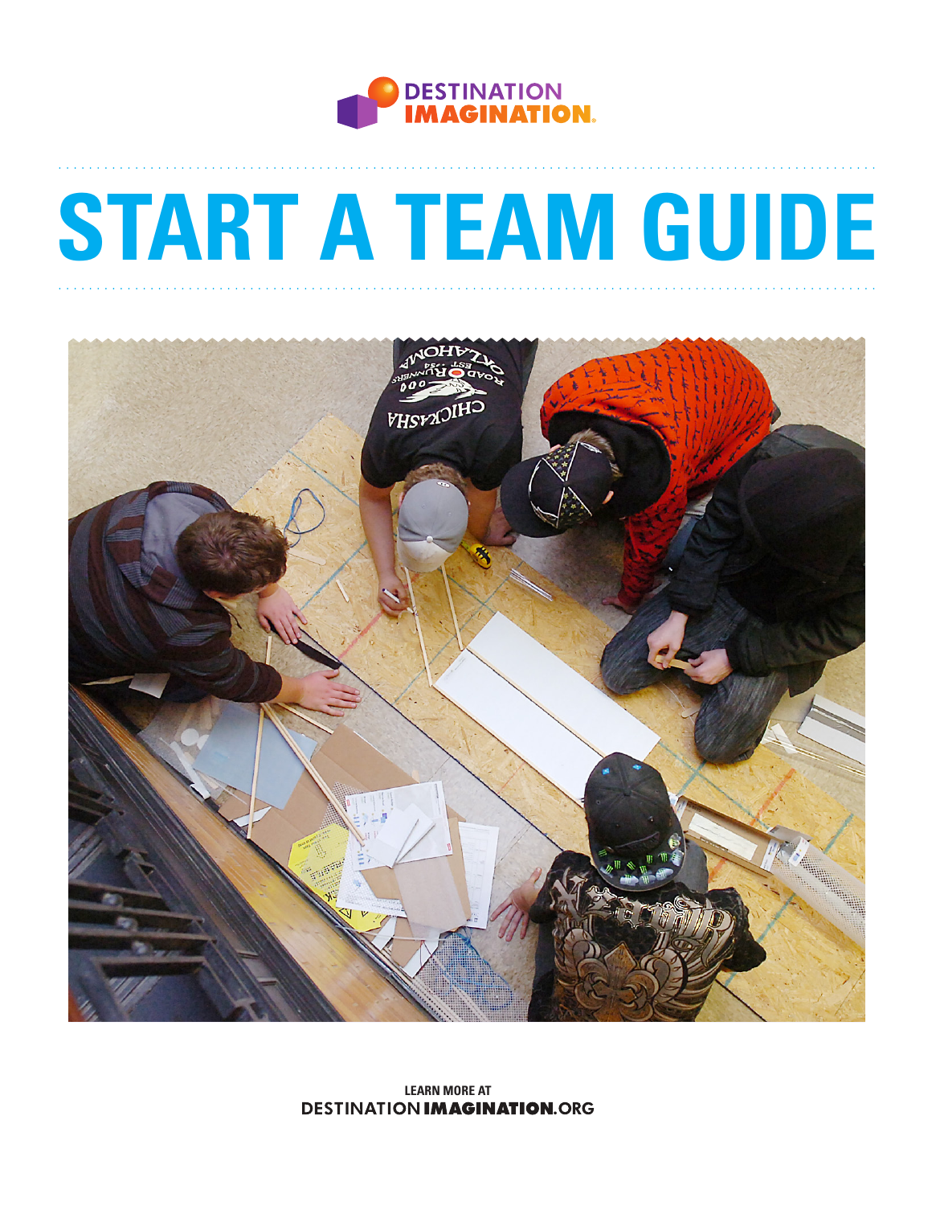DESTINATION IMAGINATION

# START A TEAM GUIDE

LEARN MORE AT
DESTINATIONIMAGINATION.ORG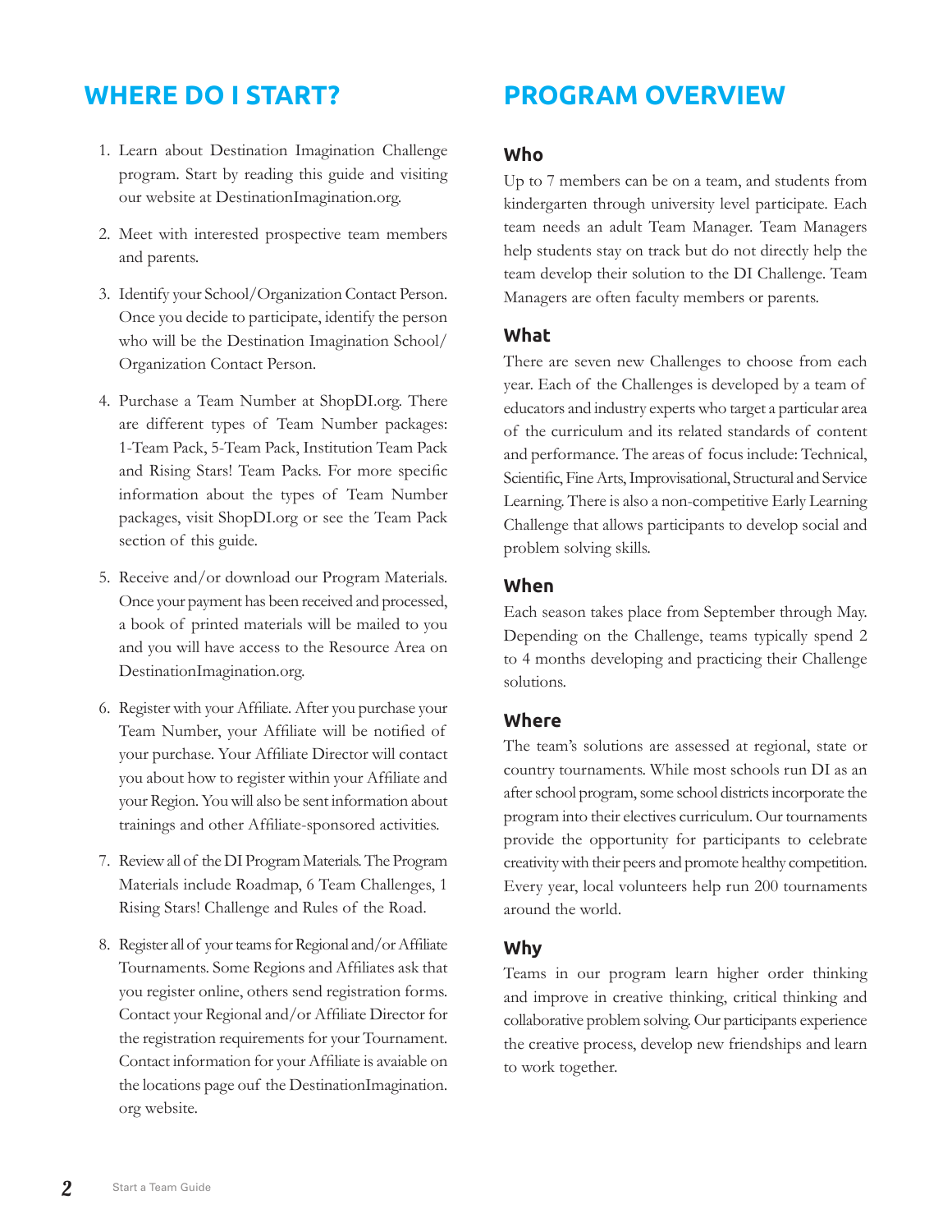## WHERE DO I START?

1. Learn about Destination Imagination Challenge program. Start by reading this guide and visiting our website at DestinationImagination.org.

2. Meet with interested prospective team members and parents.

3. Identify your School/Organization Contact Person. Once you decide to participate, identify the person who will be the Destination Imagination School/Organization Contact Person.

4. Purchase a Team Number at ShopDI.org. There are different types of Team Number packages: 1-Team Pack, 5-Team Pack, Institution Team Pack and Rising Stars! Team Packs. For more specific information about the types of Team Number packages, visit ShopDI.org or see the Team Pack section of this guide.

5. Receive and/or download our Program Materials. Once your payment has been received and processed, a book of printed materials will be mailed to you and you will have access to the Resource Area on DestinationImagination.org.

6. Register with your Affiliate. After you purchase your Team Number, your Affiliate will be notified of your purchase. Your Affiliate Director will contact you about how to register within your Affiliate and your Region. You will also be sent information about trainings and other Affiliate-sponsored activities.

7. Review all of the DI Program Materials. The Program Materials include Roadmap, 6 Team Challenges, 1 Rising Stars! Challenge and Rules of the Road.

8. Register all of your teams for Regional and/or Affiliate Tournaments. Some Regions and Affiliates ask that you register online, others send registration forms. Contact your Regional and/or Affiliate Director for the registration requirements for your Tournament. Contact information for your Affiliate is avaiable on the locations page ouf the DestinationImagination.org website.

## PROGRAM OVERVIEW

### Who

Up to 7 members can be on a team, and students from kindergarten through university level participate. Each team needs an adult Team Manager. Team Managers help students stay on track but do not directly help the team develop their solution to the DI Challenge. Team Managers are often faculty members or parents.

### What

There are seven new Challenges to choose from each year. Each of the Challenges is developed by a team of educators and industry experts who target a particular area of the curriculum and its related standards of content and performance. The areas of focus include: Technical, Scientific, Fine Arts, Improvisational, Structural and Service Learning. There is also a non-competitive Early Learning Challenge that allows participants to develop social and problem solving skills.

### When

Each season takes place from September through May. Depending on the Challenge, teams typically spend 2 to 4 months developing and practicing their Challenge solutions.

### Where

The team's solutions are assessed at regional, state or country tournaments. While most schools run DI as an after school program, some school districts incorporate the program into their electives curriculum. Our tournaments provide the opportunity for participants to celebrate creativity with their peers and promote healthy competition. Every year, local volunteers help run 200 tournaments around the world.

### Why

Teams in our program learn higher order thinking and improve in creative thinking, critical thinking and collaborative problem solving. Our participants experience the creative process, develop new friendships and learn to work together.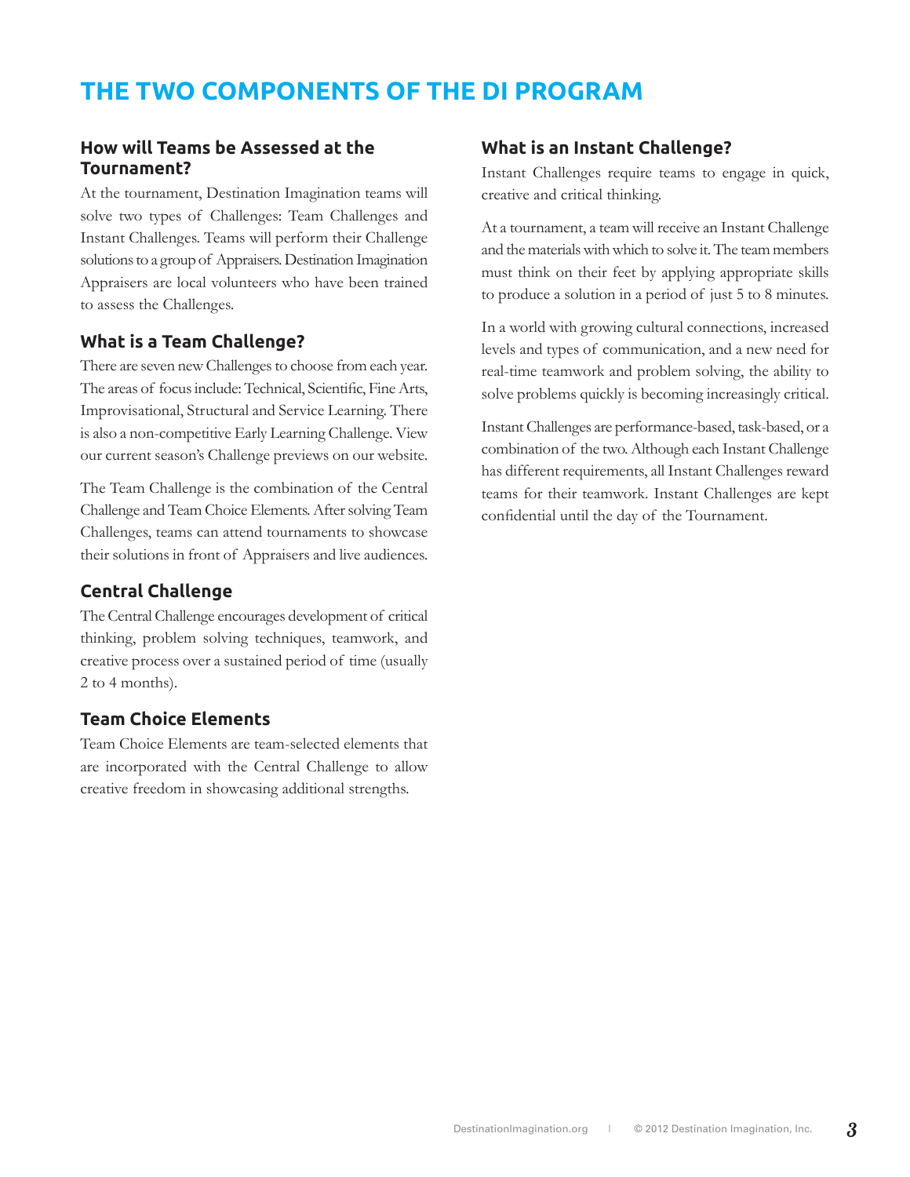# THE TWO COMPONENTS OF THE DI PROGRAM

## How will Teams be Assessed at the Tournament?

At the tournament, Destination Imagination teams will solve two types of Challenges: Team Challenges and Instant Challenges. Teams will perform their Challenge solutions to a group of Appraisers. Destination Imagination Appraisers are local volunteers who have been trained to assess the Challenges.

## What is a Team Challenge?

There are seven new Challenges to choose from each year. The areas of focus include: Technical, Scientific, Fine Arts, Improvisational, Structural and Service Learning. There is also a non-competitive Early Learning Challenge. View our current season's Challenge previews on our website.

The Team Challenge is the combination of the Central Challenge and Team Choice Elements. After solving Team Challenges, teams can attend tournaments to showcase their solutions in front of Appraisers and live audiences.

## Central Challenge

The Central Challenge encourages development of critical thinking, problem solving techniques, teamwork, and creative process over a sustained period of time (usually 2 to 4 months).

## Team Choice Elements

Team Choice Elements are team-selected elements that are incorporated with the Central Challenge to allow creative freedom in showcasing additional strengths.

## What is an Instant Challenge?

Instant Challenges require teams to engage in quick, creative and critical thinking.

At a tournament, a team will receive an Instant Challenge and the materials with which to solve it. The team members must think on their feet by applying appropriate skills to produce a solution in a period of just 5 to 8 minutes.

In a world with growing cultural connections, increased levels and types of communication, and a new need for real-time teamwork and problem solving, the ability to solve problems quickly is becoming increasingly critical.

Instant Challenges are performance-based, task-based, or a combination of the two. Although each Instant Challenge has different requirements, all Instant Challenges reward teams for their teamwork. Instant Challenges are kept confidential until the day of the Tournament.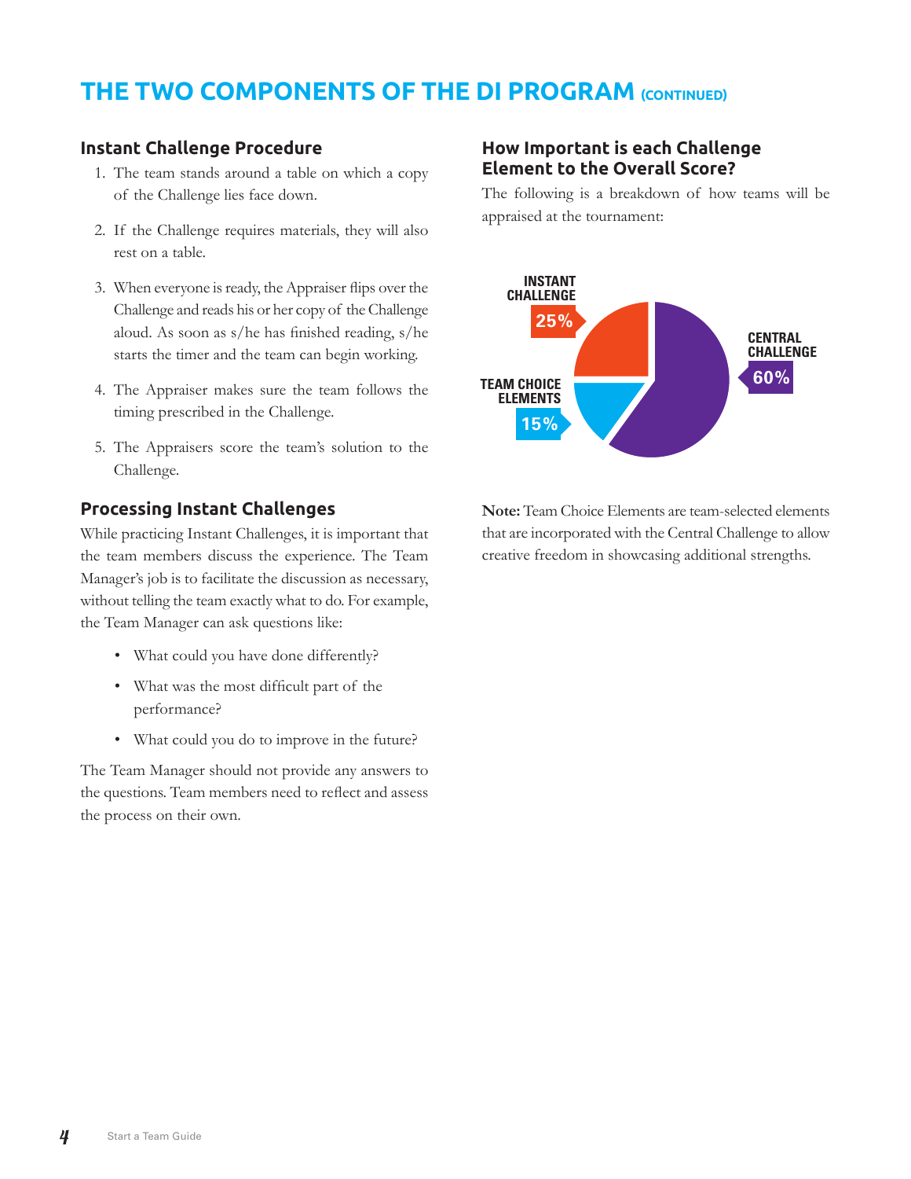# THE TWO COMPONENTS OF THE DI PROGRAM (CONTINUED)

## Instant Challenge Procedure

1. The team stands around a table on which a copy of the Challenge lies face down.
2. If the Challenge requires materials, they will also rest on a table.
3. When everyone is ready, the Appraiser flips over the Challenge and reads his or her copy of the Challenge aloud. As soon as s/he has finished reading, s/he starts the timer and the team can begin working.
4. The Appraiser makes sure the team follows the timing prescribed in the Challenge.
5. The Appraisers score the team's solution to the Challenge.

## Processing Instant Challenges

While practicing Instant Challenges, it is important that the team members discuss the experience. The Team Manager's job is to facilitate the discussion as necessary, without telling the team exactly what to do. For example, the Team Manager can ask questions like:

- What could you have done differently?
- What was the most difficult part of the performance?
- What could you do to improve in the future?

The Team Manager should not provide any answers to the questions. Team members need to reflect and assess the process on their own.

## How Important is each Challenge Element to the Overall Score?

The following is a breakdown of how teams will be appraised at the tournament:

INSTANT CHALLENGE 25%

TEAM CHOICE ELEMENTS 15%

CENTRAL CHALLENGE 60%

**Note:** Team Choice Elements are team-selected elements that are incorporated with the Central Challenge to allow creative freedom in showcasing additional strengths.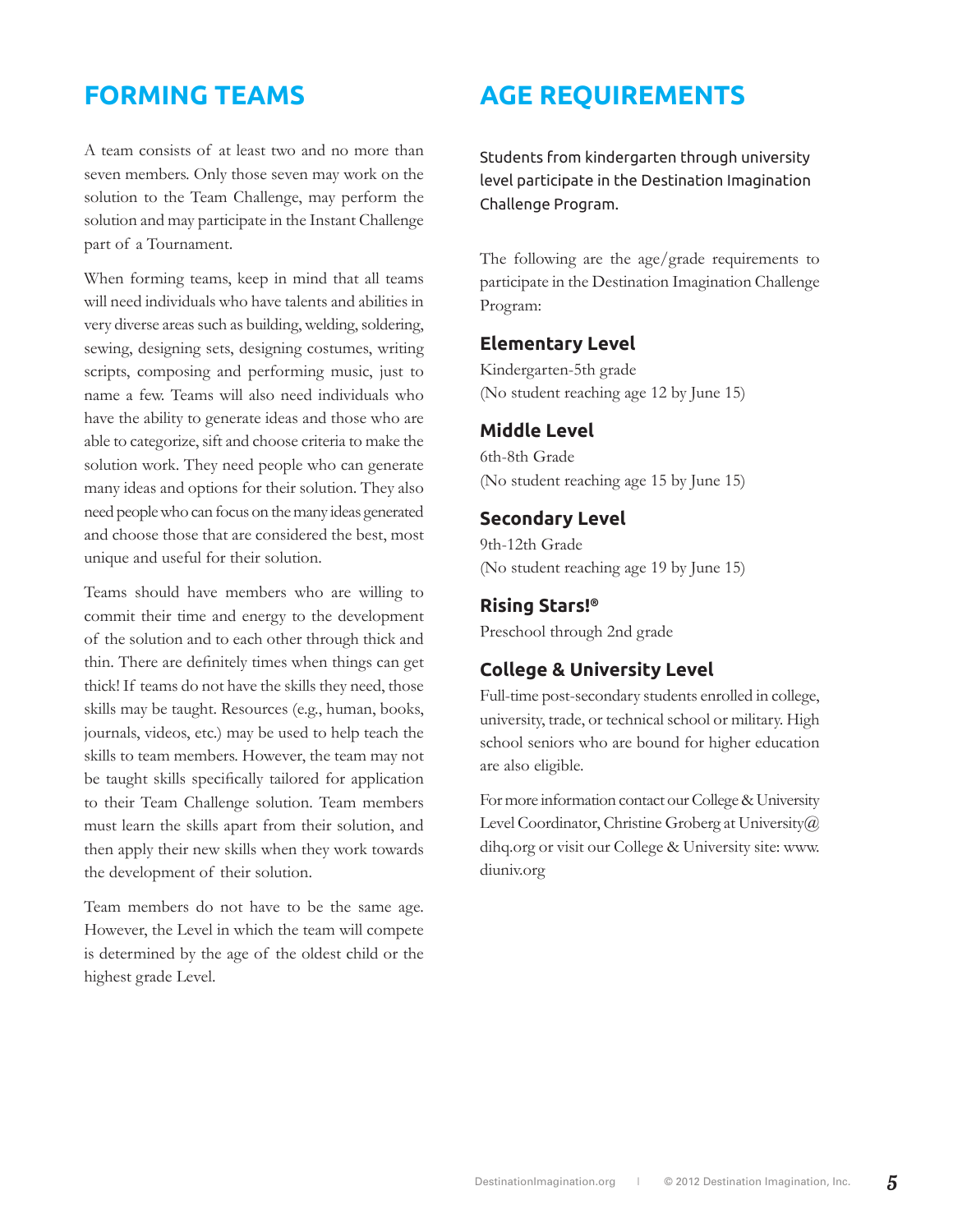## FORMING TEAMS

A team consists of at least two and no more than seven members. Only those seven may work on the solution to the Team Challenge, may perform the solution and may participate in the Instant Challenge part of a Tournament.

When forming teams, keep in mind that all teams will need individuals who have talents and abilities in very diverse areas such as building, welding, soldering, sewing, designing sets, designing costumes, writing scripts, composing and performing music, just to name a few. Teams will also need individuals who have the ability to generate ideas and those who are able to categorize, sift and choose criteria to make the solution work. They need people who can generate many ideas and options for their solution. They also need people who can focus on the many ideas generated and choose those that are considered the best, most unique and useful for their solution.

Teams should have members who are willing to commit their time and energy to the development of the solution and to each other through thick and thin. There are definitely times when things can get thick! If teams do not have the skills they need, those skills may be taught. Resources (e.g., human, books, journals, videos, etc.) may be used to help teach the skills to team members. However, the team may not be taught skills specifically tailored for application to their Team Challenge solution. Team members must learn the skills apart from their solution, and then apply their new skills when they work towards the development of their solution.

Team members do not have to be the same age. However, the Level in which the team will compete is determined by the age of the oldest child or the highest grade Level.

## AGE REQUIREMENTS

Students from kindergarten through university level participate in the Destination Imagination Challenge Program.

The following are the age/grade requirements to participate in the Destination Imagination Challenge Program:

### Elementary Level

Kindergarten-5th grade
(No student reaching age 12 by June 15)

### Middle Level

6th-8th Grade
(No student reaching age 15 by June 15)

### Secondary Level

9th-12th Grade
(No student reaching age 19 by June 15)

### Rising Stars!®

Preschool through 2nd grade

### College & University Level

Full-time post-secondary students enrolled in college, university, trade, or technical school or military. High school seniors who are bound for higher education are also eligible.

For more information contact our College & University Level Coordinator, Christine Groberg at University@dihq.org or visit our College & University site: www.diuniv.org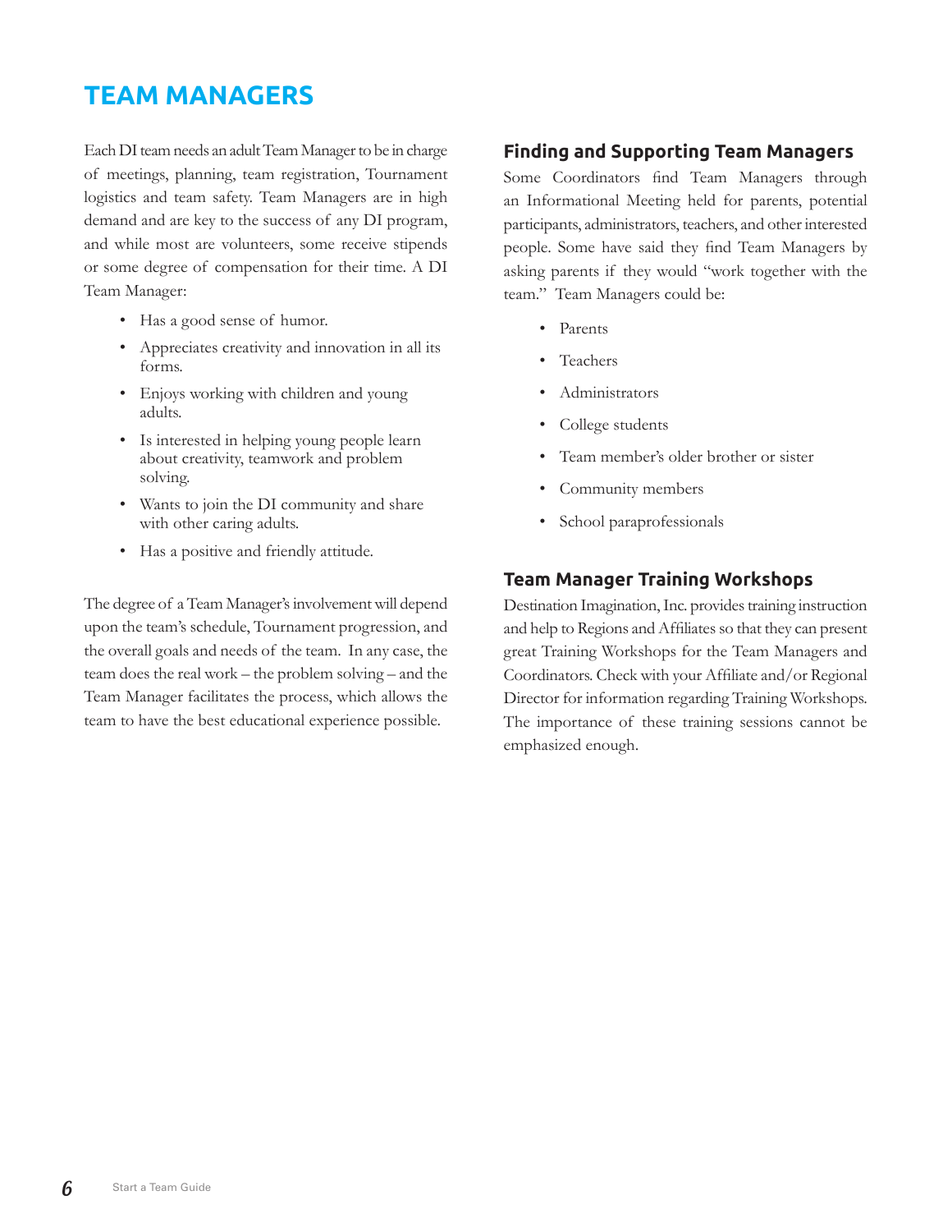# TEAM MANAGERS

Each DI team needs an adult Team Manager to be in charge of meetings, planning, team registration, Tournament logistics and team safety. Team Managers are in high demand and are key to the success of any DI program, and while most are volunteers, some receive stipends or some degree of compensation for their time. A DI Team Manager:

- Has a good sense of humor.
- Appreciates creativity and innovation in all its forms.
- Enjoys working with children and young adults.
- Is interested in helping young people learn about creativity, teamwork and problem solving.
- Wants to join the DI community and share with other caring adults.
- Has a positive and friendly attitude.

The degree of a Team Manager's involvement will depend upon the team's schedule, Tournament progression, and the overall goals and needs of the team. In any case, the team does the real work – the problem solving – and the Team Manager facilitates the process, which allows the team to have the best educational experience possible.

## Finding and Supporting Team Managers

Some Coordinators find Team Managers through an Informational Meeting held for parents, potential participants, administrators, teachers, and other interested people. Some have said they find Team Managers by asking parents if they would "work together with the team." Team Managers could be:

- Parents
- Teachers
- Administrators
- College students
- Team member's older brother or sister
- Community members
- School paraprofessionals

## Team Manager Training Workshops

Destination Imagination, Inc. provides training instruction and help to Regions and Affiliates so that they can present great Training Workshops for the Team Managers and Coordinators. Check with your Affiliate and/or Regional Director for information regarding Training Workshops. The importance of these training sessions cannot be emphasized enough.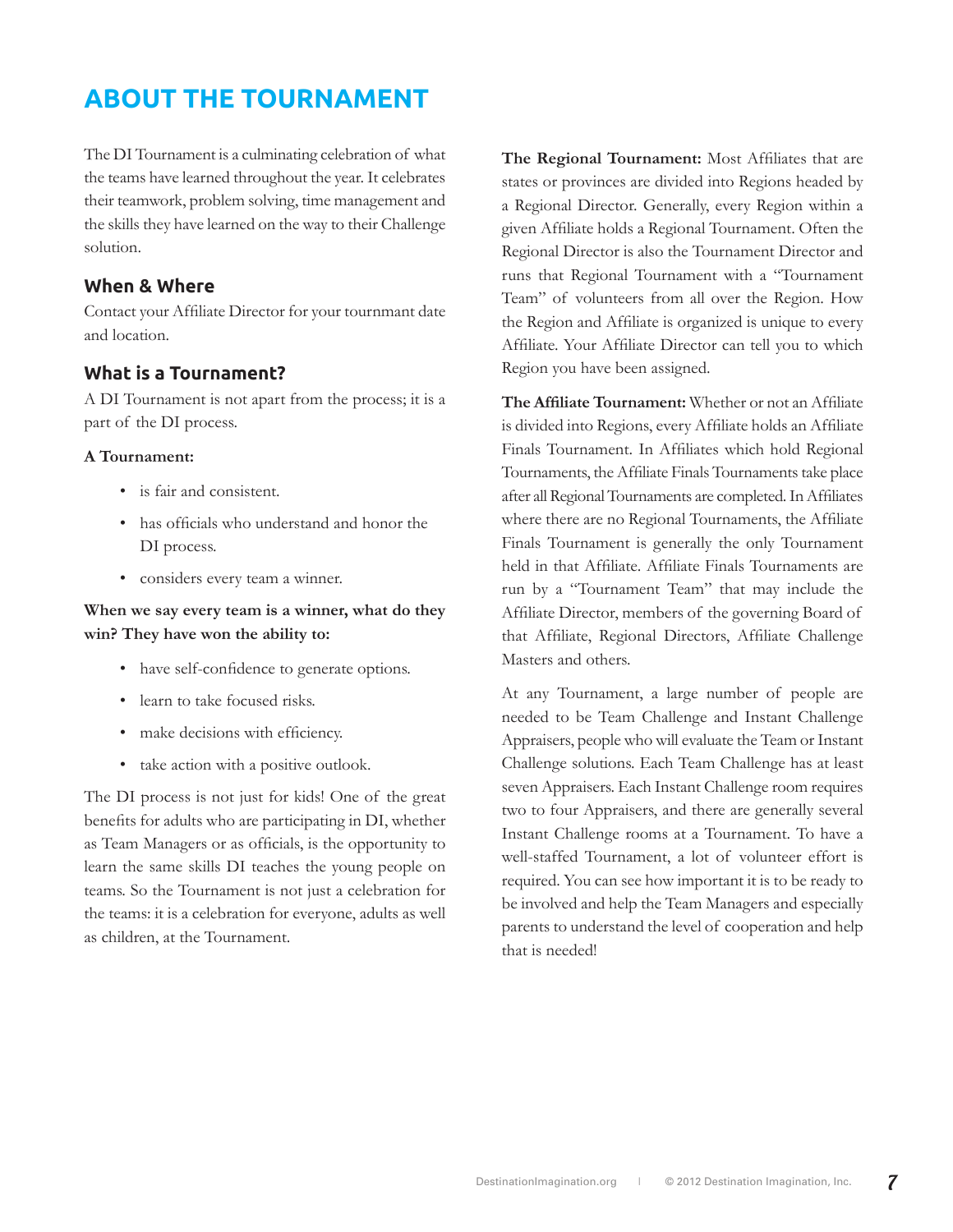# ABOUT THE TOURNAMENT

The DI Tournament is a culminating celebration of what the teams have learned throughout the year. It celebrates their teamwork, problem solving, time management and the skills they have learned on the way to their Challenge solution.

## When & Where

Contact your Affiliate Director for your tournmant date and location.

## What is a Tournament?

A DI Tournament is not apart from the process; it is a part of the DI process.

**A Tournament:**

- is fair and consistent.
- has officials who understand and honor the DI process.
- considers every team a winner.

**When we say every team is a winner, what do they win? They have won the ability to:**

- have self-confidence to generate options.
- learn to take focused risks.
- make decisions with efficiency.
- take action with a positive outlook.

The DI process is not just for kids! One of the great benefits for adults who are participating in DI, whether as Team Managers or as officials, is the opportunity to learn the same skills DI teaches the young people on teams. So the Tournament is not just a celebration for the teams: it is a celebration for everyone, adults as well as children, at the Tournament.

**The Regional Tournament:** Most Affiliates that are states or provinces are divided into Regions headed by a Regional Director. Generally, every Region within a given Affiliate holds a Regional Tournament. Often the Regional Director is also the Tournament Director and runs that Regional Tournament with a "Tournament Team" of volunteers from all over the Region. How the Region and Affiliate is organized is unique to every Affiliate. Your Affiliate Director can tell you to which Region you have been assigned.

**The Affiliate Tournament:** Whether or not an Affiliate is divided into Regions, every Affiliate holds an Affiliate Finals Tournament. In Affiliates which hold Regional Tournaments, the Affiliate Finals Tournaments take place after all Regional Tournaments are completed. In Affiliates where there are no Regional Tournaments, the Affiliate Finals Tournament is generally the only Tournament held in that Affiliate. Affiliate Finals Tournaments are run by a "Tournament Team" that may include the Affiliate Director, members of the governing Board of that Affiliate, Regional Directors, Affiliate Challenge Masters and others.

At any Tournament, a large number of people are needed to be Team Challenge and Instant Challenge Appraisers, people who will evaluate the Team or Instant Challenge solutions. Each Team Challenge has at least seven Appraisers. Each Instant Challenge room requires two to four Appraisers, and there are generally several Instant Challenge rooms at a Tournament. To have a well-staffed Tournament, a lot of volunteer effort is required. You can see how important it is to be ready to be involved and help the Team Managers and especially parents to understand the level of cooperation and help that is needed!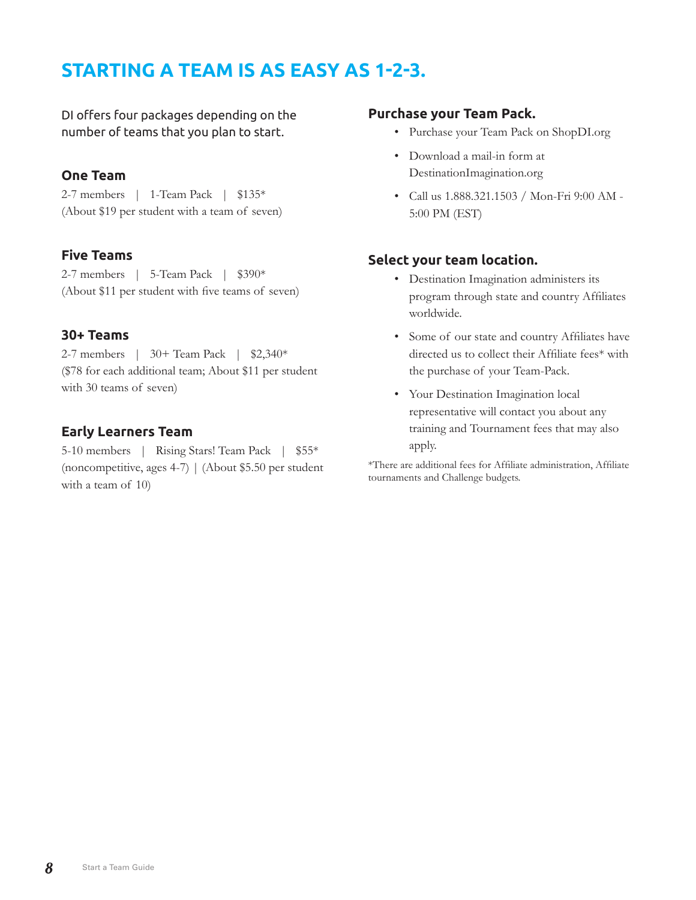# STARTING A TEAM IS AS EASY AS 1-2-3.

DI offers four packages depending on the number of teams that you plan to start.

### One Team

2-7 members | 1-Team Pack | $135*
(About $19 per student with a team of seven)

### Five Teams

2-7 members | 5-Team Pack | $390*
(About $11 per student with five teams of seven)

### 30+ Teams

2-7 members | 30+ Team Pack | $2,340*
($78 for each additional team; About $11 per student with 30 teams of seven)

### Early Learners Team

5-10 members | Rising Stars! Team Pack | $55*
(noncompetitive, ages 4-7) | (About $5.50 per student with a team of 10)

### Purchase your Team Pack.

- Purchase your Team Pack on ShopDI.org
- Download a mail-in form at DestinationImagination.org
- Call us 1.888.321.1503 / Mon-Fri 9:00 AM - 5:00 PM (EST)

### Select your team location.

- Destination Imagination administers its program through state and country Affiliates worldwide.
- Some of our state and country Affiliates have directed us to collect their Affiliate fees* with the purchase of your Team-Pack.
- Your Destination Imagination local representative will contact you about any training and Tournament fees that may also apply.

*There are additional fees for Affiliate administration, Affiliate tournaments and Challenge budgets.